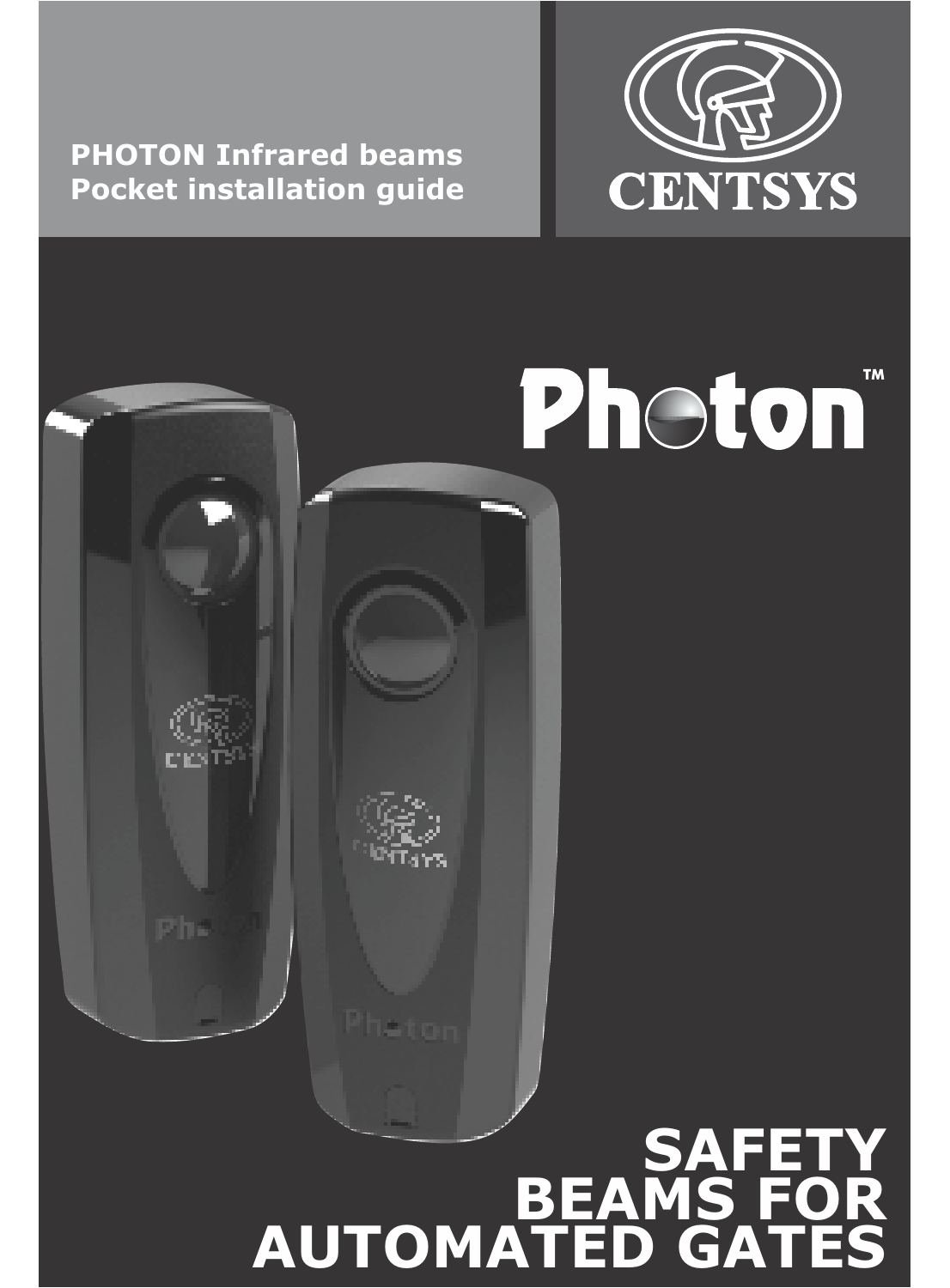**PHOTON Infrared beams**
**Pocket installation guide**

CENTSYS

Photon™

# SAFETY BEAMS FOR AUTOMATED GATES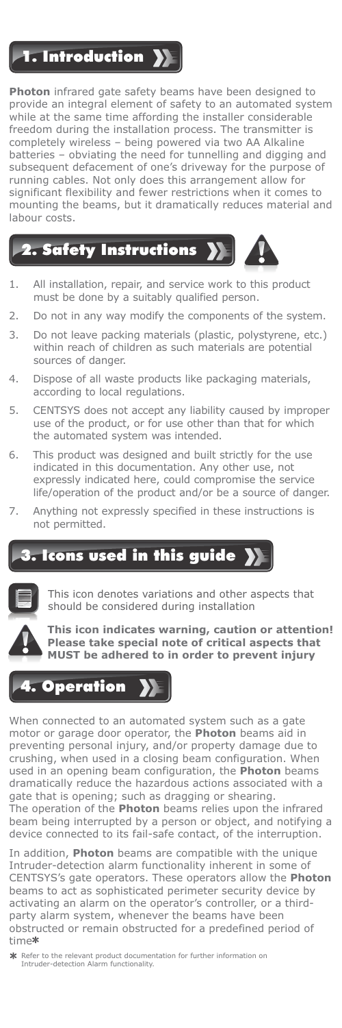# 1. Introduction

**Photon** infrared gate safety beams have been designed to provide an integral element of safety to an automated system while at the same time affording the installer considerable freedom during the installation process. The transmitter is completely wireless – being powered via two AA Alkaline batteries – obviating the need for tunnelling and digging and subsequent defacement of one's driveway for the purpose of running cables. Not only does this arrangement allow for significant flexibility and fewer restrictions when it comes to mounting the beams, but it dramatically reduces material and labour costs.

# 2. Safety Instructions

1. All installation, repair, and service work to this product must be done by a suitably qualified person.
2. Do not in any way modify the components of the system.
3. Do not leave packing materials (plastic, polystyrene, etc.) within reach of children as such materials are potential sources of danger.
4. Dispose of all waste products like packaging materials, according to local regulations.
5. CENTSYS does not accept any liability caused by improper use of the product, or for use other than that for which the automated system was intended.
6. This product was designed and built strictly for the use indicated in this documentation. Any other use, not expressly indicated here, could compromise the service life/operation of the product and/or be a source of danger.
7. Anything not expressly specified in these instructions is not permitted.

# 3. Icons used in this guide

This icon denotes variations and other aspects that should be considered during installation

**This icon indicates warning, caution or attention! Please take special note of critical aspects that MUST be adhered to in order to prevent injury**

# 4. Operation

When connected to an automated system such as a gate motor or garage door operator, the **Photon** beams aid in preventing personal injury, and/or property damage due to crushing, when used in a closing beam configuration. When used in an opening beam configuration, the **Photon** beams dramatically reduce the hazardous actions associated with a gate that is opening; such as dragging or shearing.
The operation of the **Photon** beams relies upon the infrared beam being interrupted by a person or object, and notifying a device connected to its fail-safe contact, of the interruption.

In addition, **Photon** beams are compatible with the unique Intruder-detection alarm functionality inherent in some of CENTSYS's gate operators. These operators allow the **Photon** beams to act as sophisticated perimeter security device by activating an alarm on the operator's controller, or a third-party alarm system, whenever the beams have been obstructed or remain obstructed for a predefined period of time*

* Refer to the relevant product documentation for further information on Intruder-detection Alarm functionality.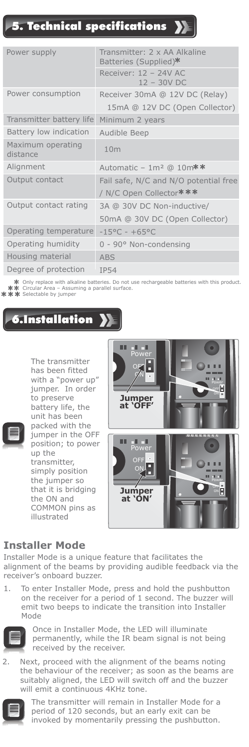## 5. Technical specifications

| | |
|---|---|
| Power supply | Transmitter: 2 x AA Alkaline Batteries (Supplied)* |
| | Receiver: 12 – 24V AC 12 – 30V DC |
| Power consumption | Receiver 30mA @ 12V DC (Relay) 15mA @ 12V DC (Open Collector) |
| Transmitter battery life | Minimum 2 years |
| Battery low indication | Audible Beep |
| Maximum operating distance | 10m |
| Alignment | Automatic – 1m² @ 10m** |
| Output contact | Fail safe, N/C and N/O potential free / N/C Open Collector*** |
| Output contact rating | 3A @ 30V DC Non-inductive/ 50mA @ 30V DC (Open Collector) |
| Operating temperature | -15°C - +65°C |
| Operating humidity | 0 - 90° Non-condensing |
| Housing material | ABS |
| Degree of protection | IP54 |

\* Only replace with alkaline batteries. Do not use rechargeable batteries with this product.
** Circular Area – Assuming a parallel surface.
*** Selectable by jumper

## 6.Installation

The transmitter has been fitted with a "power up" jumper. In order to preserve battery life, the unit has been packed with the jumper in the OFF position; to power up the transmitter, simply position the jumper so that it is bridging the ON and COMMON pins as illustrated

Power OFF ON — Jumper at 'OFF'

Power OFF ON — Jumper at 'ON'

### Installer Mode

Installer Mode is a unique feature that facilitates the alignment of the beams by providing audible feedback via the receiver's onboard buzzer.

1. To enter Installer Mode, press and hold the pushbutton on the receiver for a period of 1 second. The buzzer will emit two beeps to indicate the transition into Installer Mode

   Once in Installer Mode, the LED will illuminate permanently, while the IR beam signal is not being received by the receiver.

2. Next, proceed with the alignment of the beams noting the behaviour of the receiver; as soon as the beams are suitably aligned, the LED will switch off and the buzzer will emit a continuous 4KHz tone.

   The transmitter will remain in Installer Mode for a period of 120 seconds, but an early exit can be invoked by momentarily pressing the pushbutton.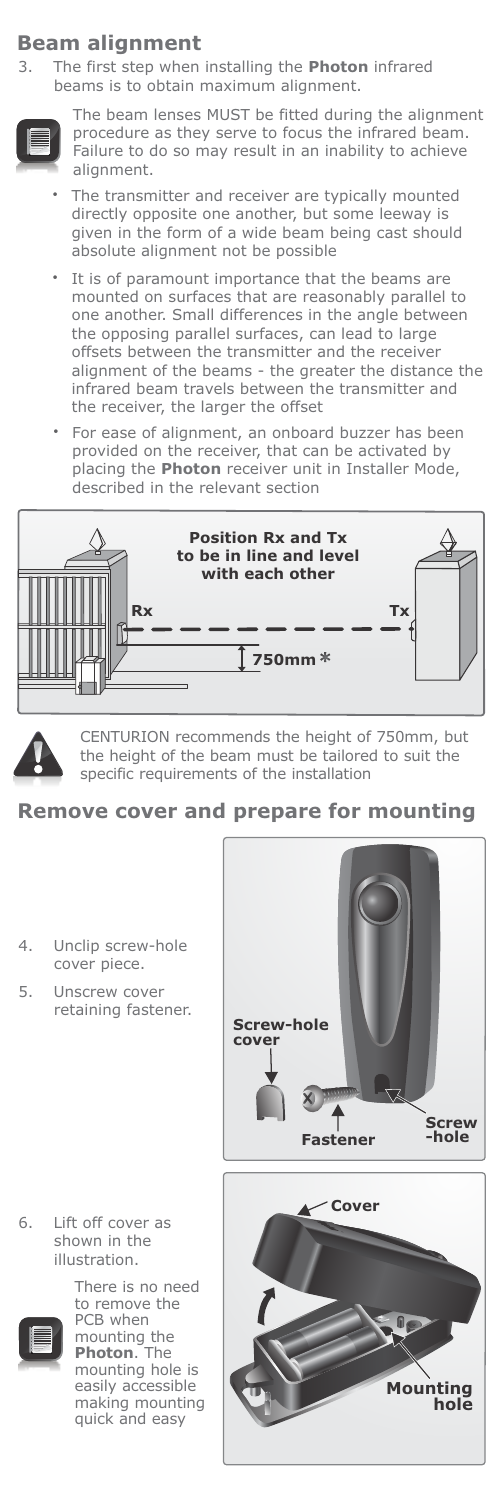## Beam alignment

3. The first step when installing the **Photon** infrared beams is to obtain maximum alignment.

The beam lenses MUST be fitted during the alignment procedure as they serve to focus the infrared beam. Failure to do so may result in an inability to achieve alignment.

- The transmitter and receiver are typically mounted directly opposite one another, but some leeway is given in the form of a wide beam being cast should absolute alignment not be possible
- It is of paramount importance that the beams are mounted on surfaces that are reasonably parallel to one another. Small differences in the angle between the opposing parallel surfaces, can lead to large offsets between the transmitter and the receiver alignment of the beams - the greater the distance the infrared beam travels between the transmitter and the receiver, the larger the offset
- For ease of alignment, an onboard buzzer has been provided on the receiver, that can be activated by placing the **Photon** receiver unit in Installer Mode, described in the relevant section

**Position Rx and Tx to be in line and level with each other**

Rx Tx

750mm*

CENTURION recommends the height of 750mm, but the height of the beam must be tailored to suit the specific requirements of the installation

## Remove cover and prepare for mounting

4. Unclip screw-hole cover piece.
5. Unscrew cover retaining fastener.

Screw-hole cover

Fastener

Screw-hole

6. Lift off cover as shown in the illustration.

There is no need to remove the PCB when mounting the **Photon**. The mounting hole is easily accessible making mounting quick and easy

Cover

Mounting hole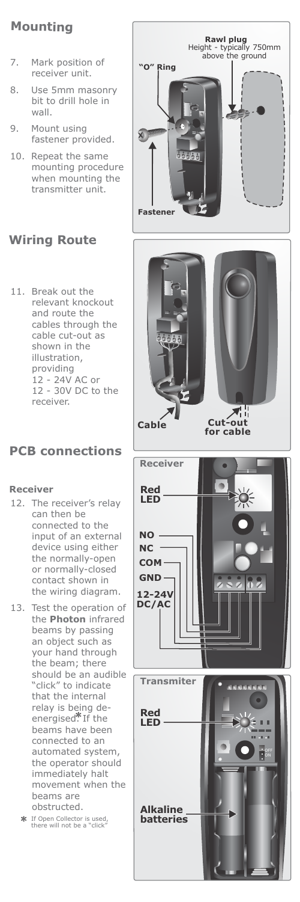## Mounting

7. Mark position of receiver unit.
8. Use 5mm masonry bit to drill hole in wall.
9. Mount using fastener provided.
10. Repeat the same mounting procedure when mounting the transmitter unit.

**Rawl plug**
Height - typically 750mm above the ground

**"O" Ring**

**Fastener**

## Wiring Route

11. Break out the relevant knockout and route the cables through the cable cut-out as shown in the illustration, providing 12 - 24V AC or 12 - 30V DC to the receiver.

**Cable**

**Cut-out for cable**

## PCB connections

### Receiver

12. The receiver's relay can then be connected to the input of an external device using either the normally-open or normally-closed contact shown in the wiring diagram.
13. Test the operation of the **Photon** infrared beams by passing an object such as your hand through the beam; there should be an audible "click" to indicate that the internal relay is being de-energised*. If the beams have been connected to an automated system, the operator should immediately halt movement when the beams are obstructed.

\* If Open Collector is used, there will not be a "click"

**Receiver**

**Red LED**

**NO**

**NC**

**COM**

**GND**

**12-24V DC/AC**

**Transmiter**

**Red LED**

OFF
ON

**Alkaline batteries**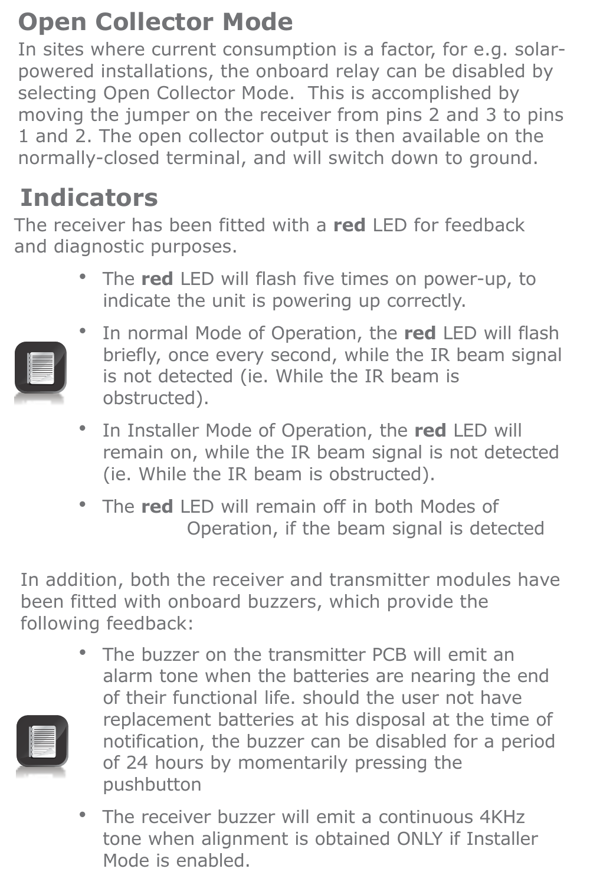## Open Collector Mode

In sites where current consumption is a factor, for e.g. solar-powered installations, the onboard relay can be disabled by selecting Open Collector Mode.  This is accomplished by moving the jumper on the receiver from pins 2 and 3 to pins 1 and 2. The open collector output is then available on the normally-closed terminal, and will switch down to ground.

## Indicators

The receiver has been fitted with a **red** LED for feedback and diagnostic purposes.

- The **red** LED will flash five times on power-up, to indicate the unit is powering up correctly.
- In normal Mode of Operation, the **red** LED will flash briefly, once every second, while the IR beam signal is not detected (ie. While the IR beam is obstructed).
- In Installer Mode of Operation, the **red** LED will remain on, while the IR beam signal is not detected (ie. While the IR beam is obstructed).
- The **red** LED will remain off in both Modes of Operation, if the beam signal is detected

In addition, both the receiver and transmitter modules have been fitted with onboard buzzers, which provide the following feedback:

- The buzzer on the transmitter PCB will emit an alarm tone when the batteries are nearing the end of their functional life. should the user not have replacement batteries at his disposal at the time of notification, the buzzer can be disabled for a period of 24 hours by momentarily pressing the pushbutton
- The receiver buzzer will emit a continuous 4KHz tone when alignment is obtained ONLY if Installer Mode is enabled.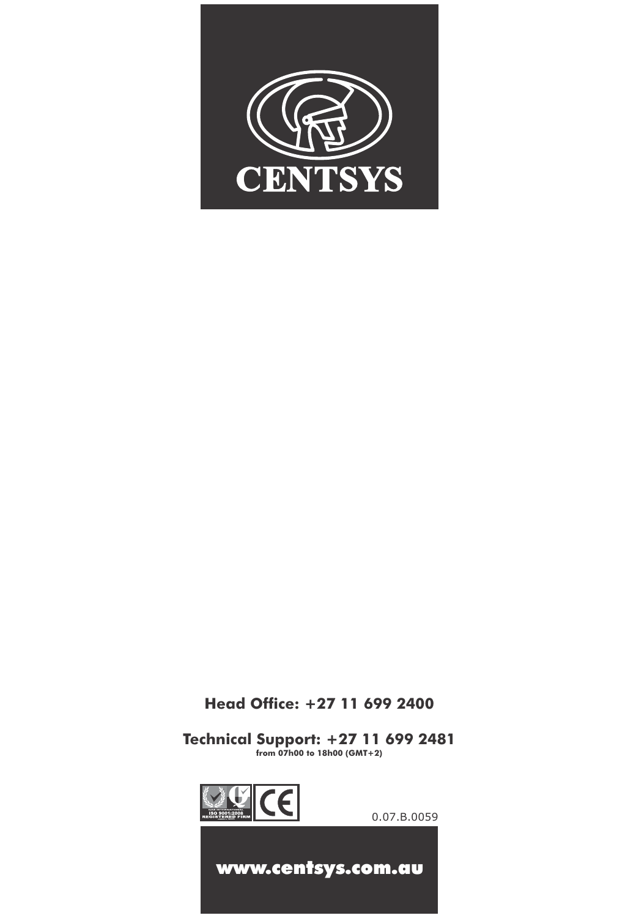CENTSYS

**Head Office: +27 11 699 2400**

**Technical Support: +27 11 699 2481**
**from 07h00 to 18h00 (GMT+2)**

ISO 9001:2008 REGISTERED FIRM

0.07.B.0059

**www.centsys.com.au**